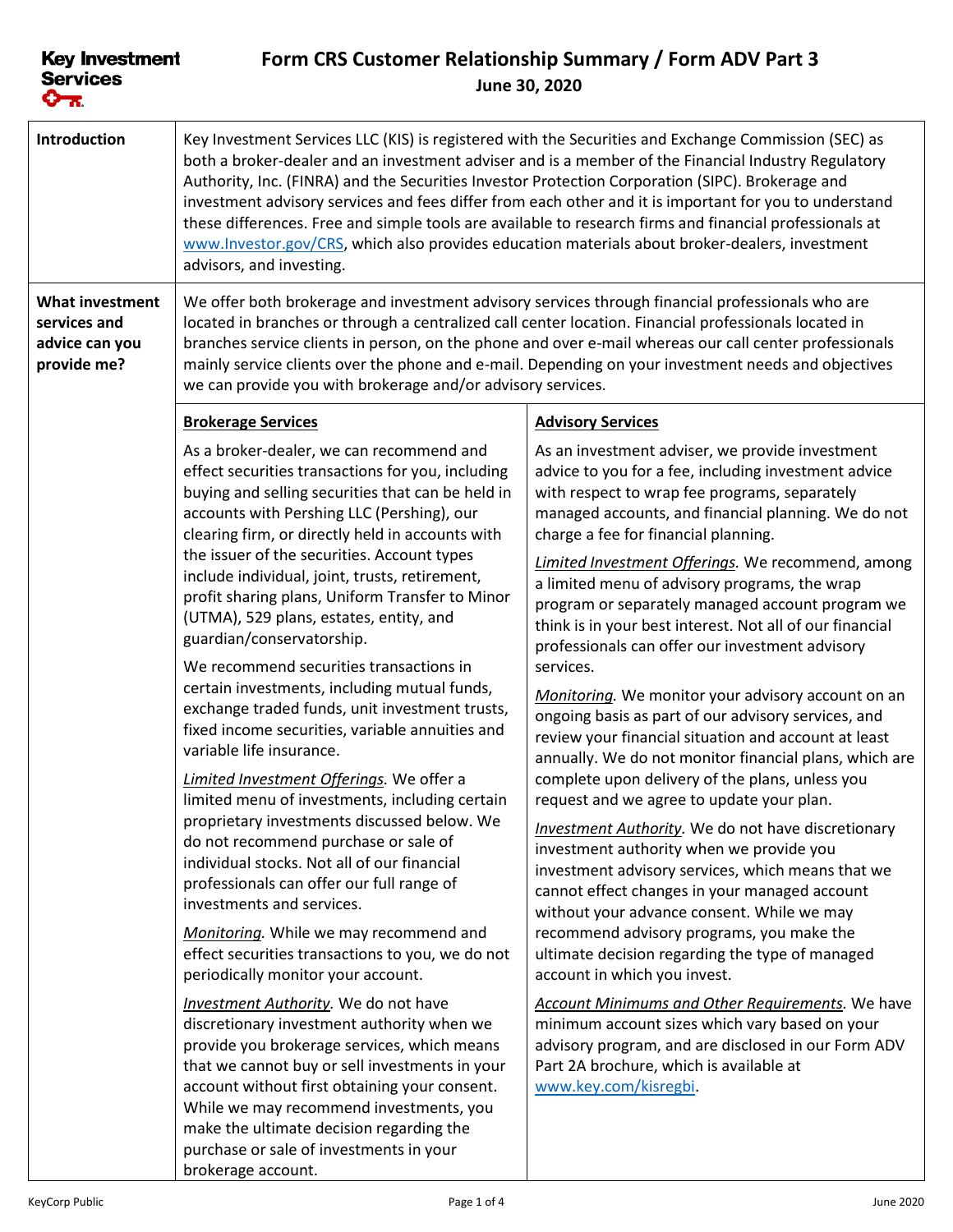# Form CRS Customer Relationship Summary / Form ADV Part 3

**June 30, 2020**

## Introduction

Key Investment Services LLC (KIS) is registered with the Securities and Exchange Commission (SEC) as both a broker-dealer and an investment adviser and is a member of the Financial Industry Regulatory Authority, Inc. (FINRA) and the Securities Investor Protection Corporation (SIPC). Brokerage and investment advisory services and fees differ from each other and it is important for you to understand these differences. Free and simple tools are available to research firms and financial professionals at www.Investor.gov/CRS, which also provides education materials about broker-dealers, investment advisors, and investing.

## What investment services and advice can you provide me?

We offer both brokerage and investment advisory services through financial professionals who are located in branches or through a centralized call center location. Financial professionals located in branches service clients in person, on the phone and over e-mail whereas our call center professionals mainly service clients over the phone and e-mail. Depending on your investment needs and objectives we can provide you with brokerage and/or advisory services.

### Brokerage Services

As a broker-dealer, we can recommend and effect securities transactions for you, including buying and selling securities that can be held in accounts with Pershing LLC (Pershing), our clearing firm, or directly held in accounts with the issuer of the securities. Account types include individual, joint, trusts, retirement, profit sharing plans, Uniform Transfer to Minor (UTMA), 529 plans, estates, entity, and guardian/conservatorship.

We recommend securities transactions in certain investments, including mutual funds, exchange traded funds, unit investment trusts, fixed income securities, variable annuities and variable life insurance.

*Limited Investment Offerings.* We offer a limited menu of investments, including certain proprietary investments discussed below. We do not recommend purchase or sale of individual stocks. Not all of our financial professionals can offer our full range of investments and services.

*Monitoring.* While we may recommend and effect securities transactions to you, we do not periodically monitor your account.

*Investment Authority.* We do not have discretionary investment authority when we provide you brokerage services, which means that we cannot buy or sell investments in your account without first obtaining your consent. While we may recommend investments, you make the ultimate decision regarding the purchase or sale of investments in your brokerage account.

### Advisory Services

As an investment adviser, we provide investment advice to you for a fee, including investment advice with respect to wrap fee programs, separately managed accounts, and financial planning. We do not charge a fee for financial planning.

*Limited Investment Offerings.* We recommend, among a limited menu of advisory programs, the wrap program or separately managed account program we think is in your best interest. Not all of our financial professionals can offer our investment advisory services.

*Monitoring.* We monitor your advisory account on an ongoing basis as part of our advisory services, and review your financial situation and account at least annually. We do not monitor financial plans, which are complete upon delivery of the plans, unless you request and we agree to update your plan.

*Investment Authority.* We do not have discretionary investment authority when we provide you investment advisory services, which means that we cannot effect changes in your managed account without your advance consent. While we may recommend advisory programs, you make the ultimate decision regarding the type of managed account in which you invest.

*Account Minimums and Other Requirements.* We have minimum account sizes which vary based on your advisory program, and are disclosed in our Form ADV Part 2A brochure, which is available at www.key.com/kisregbi.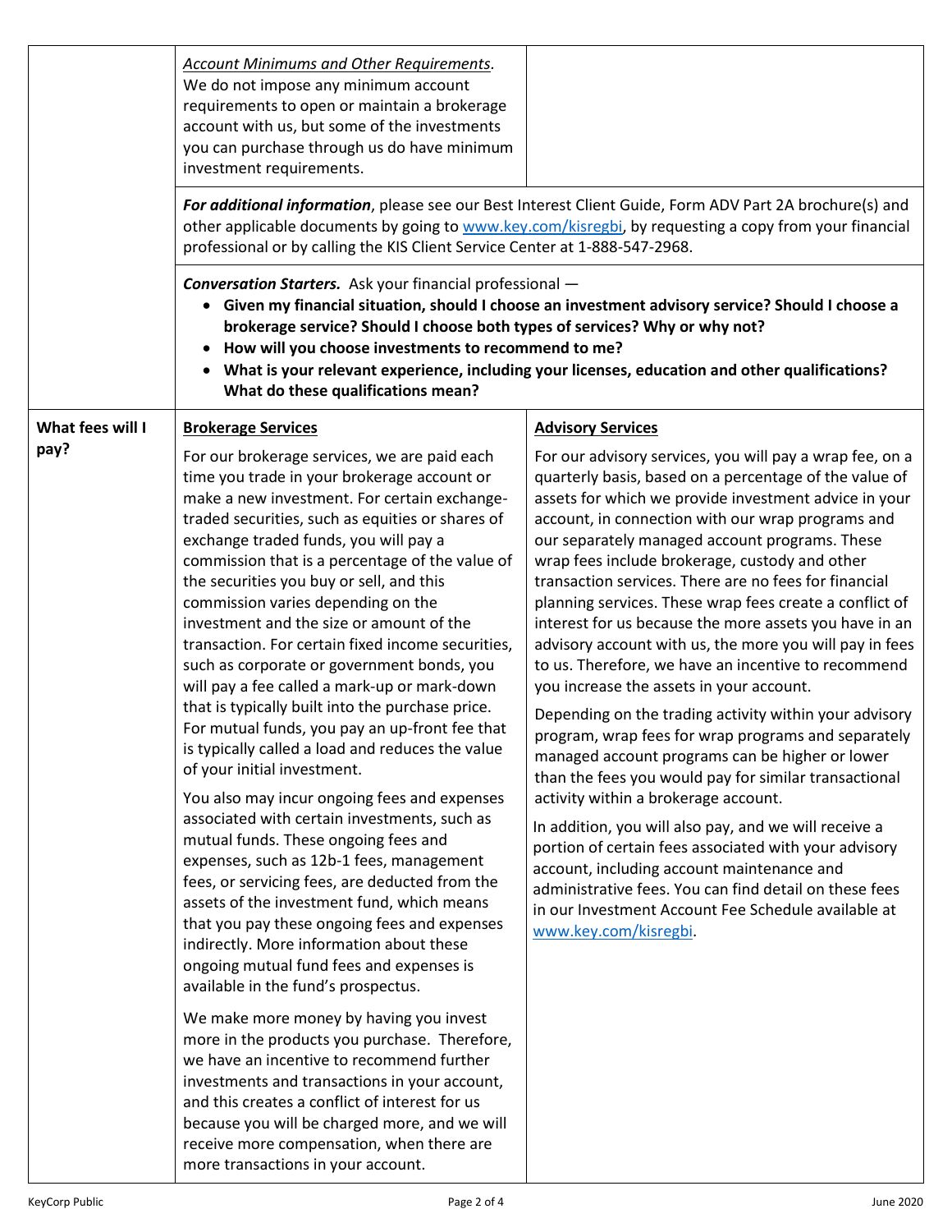*Account Minimums and Other Requirements*. We do not impose any minimum account requirements to open or maintain a brokerage account with us, but some of the investments you can purchase through us do have minimum investment requirements.

***For additional information***, please see our Best Interest Client Guide, Form ADV Part 2A brochure(s) and other applicable documents by going to www.key.com/kisregbi, by requesting a copy from your financial professional or by calling the KIS Client Service Center at 1-888-547-2968.

***Conversation Starters.*** Ask your financial professional —

- **Given my financial situation, should I choose an investment advisory service? Should I choose a brokerage service? Should I choose both types of services? Why or why not?**
- **How will you choose investments to recommend to me?**
- **What is your relevant experience, including your licenses, education and other qualifications? What do these qualifications mean?**

## What fees will I pay?

**Brokerage Services**

For our brokerage services, we are paid each time you trade in your brokerage account or make a new investment. For certain exchange-traded securities, such as equities or shares of exchange traded funds, you will pay a commission that is a percentage of the value of the securities you buy or sell, and this commission varies depending on the investment and the size or amount of the transaction. For certain fixed income securities, such as corporate or government bonds, you will pay a fee called a mark-up or mark-down that is typically built into the purchase price. For mutual funds, you pay an up-front fee that is typically called a load and reduces the value of your initial investment.

You also may incur ongoing fees and expenses associated with certain investments, such as mutual funds. These ongoing fees and expenses, such as 12b-1 fees, management fees, or servicing fees, are deducted from the assets of the investment fund, which means that you pay these ongoing fees and expenses indirectly. More information about these ongoing mutual fund fees and expenses is available in the fund's prospectus.

We make more money by having you invest more in the products you purchase. Therefore, we have an incentive to recommend further investments and transactions in your account, and this creates a conflict of interest for us because you will be charged more, and we will receive more compensation, when there are more transactions in your account.

**Advisory Services**

For our advisory services, you will pay a wrap fee, on a quarterly basis, based on a percentage of the value of assets for which we provide investment advice in your account, in connection with our wrap programs and our separately managed account programs. These wrap fees include brokerage, custody and other transaction services. There are no fees for financial planning services. These wrap fees create a conflict of interest for us because the more assets you have in an advisory account with us, the more you will pay in fees to us. Therefore, we have an incentive to recommend you increase the assets in your account.

Depending on the trading activity within your advisory program, wrap fees for wrap programs and separately managed account programs can be higher or lower than the fees you would pay for similar transactional activity within a brokerage account.

In addition, you will also pay, and we will receive a portion of certain fees associated with your advisory account, including account maintenance and administrative fees. You can find detail on these fees in our Investment Account Fee Schedule available at www.key.com/kisregbi.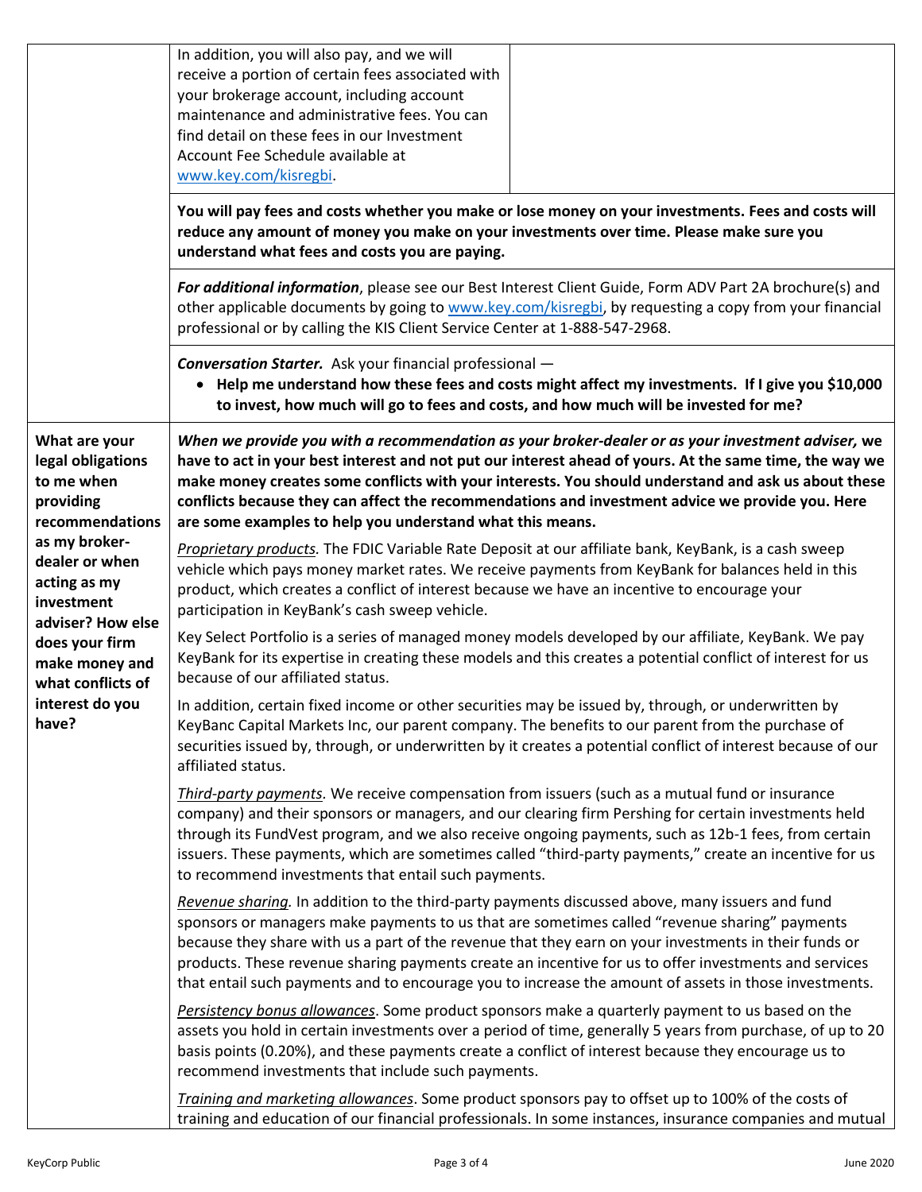In addition, you will also pay, and we will receive a portion of certain fees associated with your brokerage account, including account maintenance and administrative fees. You can find detail on these fees in our Investment Account Fee Schedule available at www.key.com/kisregbi.

**You will pay fees and costs whether you make or lose money on your investments. Fees and costs will reduce any amount of money you make on your investments over time. Please make sure you understand what fees and costs you are paying.**

***For additional information***, please see our Best Interest Client Guide, Form ADV Part 2A brochure(s) and other applicable documents by going to www.key.com/kisregbi, by requesting a copy from your financial professional or by calling the KIS Client Service Center at 1-888-547-2968.

***Conversation Starter.*** Ask your financial professional —

- **Help me understand how these fees and costs might affect my investments. If I give you $10,000 to invest, how much will go to fees and costs, and how much will be invested for me?**

**What are your legal obligations to me when providing recommendations as my broker-dealer or when acting as my investment adviser? How else does your firm make money and what conflicts of interest do you have?**

***When we provide you with a recommendation as your broker-dealer or as your investment adviser,*** **we have to act in your best interest and not put our interest ahead of yours. At the same time, the way we make money creates some conflicts with your interests. You should understand and ask us about these conflicts because they can affect the recommendations and investment advice we provide you. Here are some examples to help you understand what this means.**

*Proprietary products.* The FDIC Variable Rate Deposit at our affiliate bank, KeyBank, is a cash sweep vehicle which pays money market rates. We receive payments from KeyBank for balances held in this product, which creates a conflict of interest because we have an incentive to encourage your participation in KeyBank's cash sweep vehicle.

Key Select Portfolio is a series of managed money models developed by our affiliate, KeyBank. We pay KeyBank for its expertise in creating these models and this creates a potential conflict of interest for us because of our affiliated status.

In addition, certain fixed income or other securities may be issued by, through, or underwritten by KeyBanc Capital Markets Inc, our parent company. The benefits to our parent from the purchase of securities issued by, through, or underwritten by it creates a potential conflict of interest because of our affiliated status.

*Third-party payments.* We receive compensation from issuers (such as a mutual fund or insurance company) and their sponsors or managers, and our clearing firm Pershing for certain investments held through its FundVest program, and we also receive ongoing payments, such as 12b-1 fees, from certain issuers. These payments, which are sometimes called "third-party payments," create an incentive for us to recommend investments that entail such payments.

*Revenue sharing.* In addition to the third-party payments discussed above, many issuers and fund sponsors or managers make payments to us that are sometimes called "revenue sharing" payments because they share with us a part of the revenue that they earn on your investments in their funds or products. These revenue sharing payments create an incentive for us to offer investments and services that entail such payments and to encourage you to increase the amount of assets in those investments.

*Persistency bonus allowances*. Some product sponsors make a quarterly payment to us based on the assets you hold in certain investments over a period of time, generally 5 years from purchase, of up to 20 basis points (0.20%), and these payments create a conflict of interest because they encourage us to recommend investments that include such payments.

*Training and marketing allowances*. Some product sponsors pay to offset up to 100% of the costs of training and education of our financial professionals. In some instances, insurance companies and mutual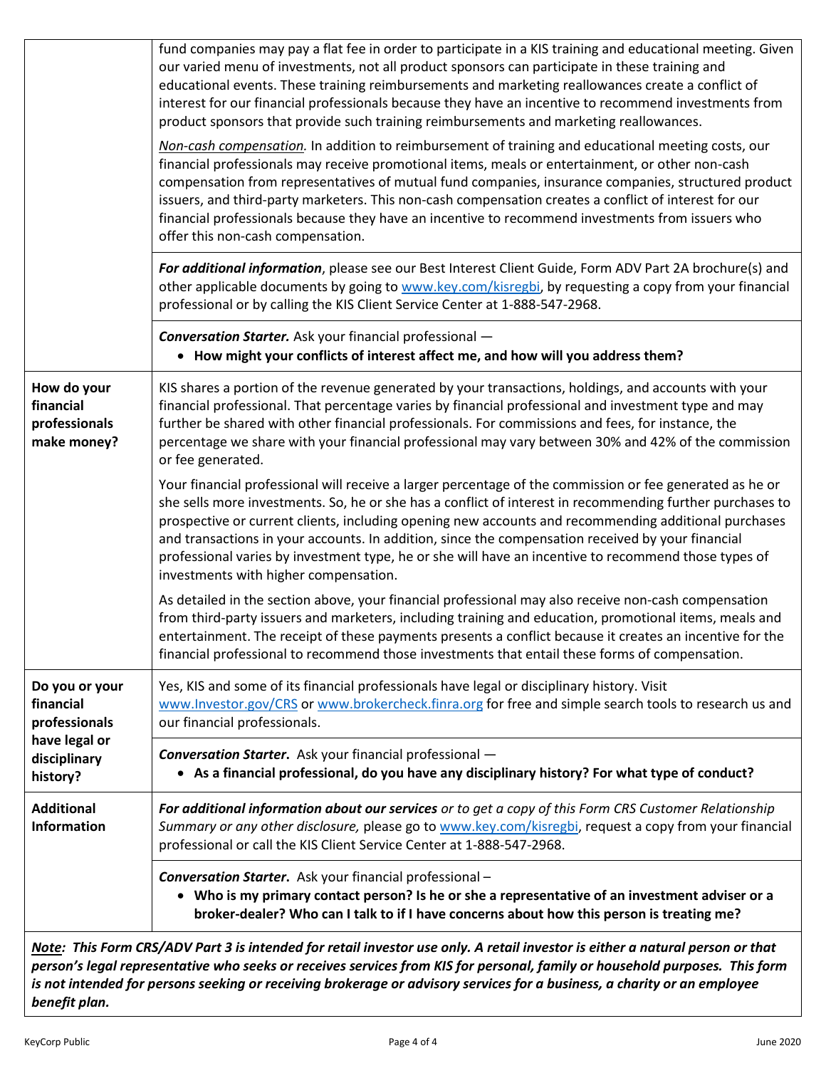| | |
|---|---|
| | fund companies may pay a flat fee in order to participate in a KIS training and educational meeting. Given our varied menu of investments, not all product sponsors can participate in these training and educational events. These training reimbursements and marketing reallowances create a conflict of interest for our financial professionals because they have an incentive to recommend investments from product sponsors that provide such training reimbursements and marketing reallowances.<br><br>*Non-cash compensation.* In addition to reimbursement of training and educational meeting costs, our financial professionals may receive promotional items, meals or entertainment, or other non-cash compensation from representatives of mutual fund companies, insurance companies, structured product issuers, and third-party marketers. This non-cash compensation creates a conflict of interest for our financial professionals because they have an incentive to recommend investments from issuers who offer this non-cash compensation. |
| | ***For additional information***, please see our Best Interest Client Guide, Form ADV Part 2A brochure(s) and other applicable documents by going to www.key.com/kisregbi, by requesting a copy from your financial professional or by calling the KIS Client Service Center at 1-888-547-2968. |
| | ***Conversation Starter.*** Ask your financial professional —<br>• **How might your conflicts of interest affect me, and how will you address them?** |
| **How do your financial professionals make money?** | KIS shares a portion of the revenue generated by your transactions, holdings, and accounts with your financial professional. That percentage varies by financial professional and investment type and may further be shared with other financial professionals. For commissions and fees, for instance, the percentage we share with your financial professional may vary between 30% and 42% of the commission or fee generated.<br><br>Your financial professional will receive a larger percentage of the commission or fee generated as he or she sells more investments. So, he or she has a conflict of interest in recommending further purchases to prospective or current clients, including opening new accounts and recommending additional purchases and transactions in your accounts. In addition, since the compensation received by your financial professional varies by investment type, he or she will have an incentive to recommend those types of investments with higher compensation.<br><br>As detailed in the section above, your financial professional may also receive non-cash compensation from third-party issuers and marketers, including training and education, promotional items, meals and entertainment. The receipt of these payments presents a conflict because it creates an incentive for the financial professional to recommend those investments that entail these forms of compensation. |
| **Do you or your financial professionals have legal or disciplinary history?** | Yes, KIS and some of its financial professionals have legal or disciplinary history. Visit www.Investor.gov/CRS or www.brokercheck.finra.org for free and simple search tools to research us and our financial professionals. |
| | ***Conversation Starter.*** Ask your financial professional —<br>• **As a financial professional, do you have any disciplinary history? For what type of conduct?** |
| **Additional Information** | ***For additional information about our services*** *or to get a copy of this Form CRS Customer Relationship Summary or any other disclosure,* please go to www.key.com/kisregbi, request a copy from your financial professional or call the KIS Client Service Center at 1-888-547-2968. |
| | ***Conversation Starter.*** Ask your financial professional –<br>• **Who is my primary contact person? Is he or she a representative of an investment adviser or a broker-dealer? Who can I talk to if I have concerns about how this person is treating me?** |

***Note:* This Form CRS/ADV Part 3 is intended for retail investor use only. A retail investor is either a natural person or that person's legal representative who seeks or receives services from KIS for personal, family or household purposes. This form is not intended for persons seeking or receiving brokerage or advisory services for a business, a charity or an employee benefit plan.**